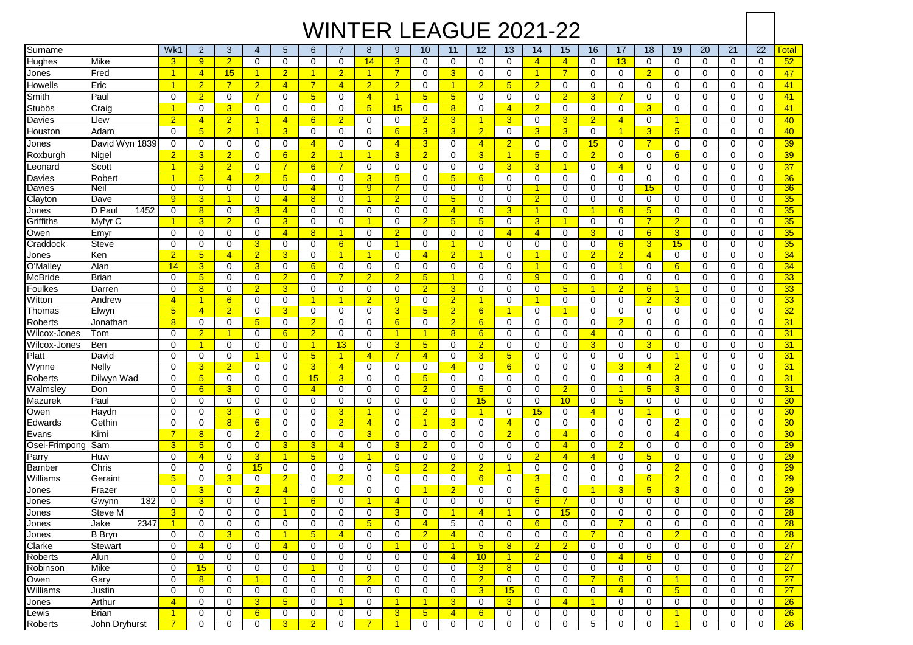# WINTER LEAGUE 2021-22

| Surname | | Wk1 | 2 | 3 | 4 | 5 | 6 | 7 | 8 | 9 | 10 | 11 | 12 | 13 | 14 | 15 | 16 | 17 | 18 | 19 | 20 | 21 | 22 | Total |
|---|---|---|---|---|---|---|---|---|---|---|---|---|---|---|---|---|---|---|---|---|---|---|---|---|
| Hughes | Mike | 3 | 9 | 2 | 0 | 0 | 0 | 0 | 14 | 3 | 0 | 0 | 0 | 0 | 4 | 4 | 0 | 13 | 0 | 0 | 0 | 0 | 0 | 52 |
| Jones | Fred | 1 | 4 | 15 | 1 | 2 | 1 | 2 | 1 | 7 | 0 | 3 | 0 | 0 | 1 | 7 | 0 | 0 | 2 | 0 | 0 | 0 | 0 | 47 |
| Howells | Eric | 1 | 2 | 7 | 2 | 4 | 7 | 4 | 2 | 2 | 0 | 1 | 2 | 5 | 2 | 0 | 0 | 0 | 0 | 0 | 0 | 0 | 0 | 41 |
| Smith | Paul | 0 | 2 | 0 | 7 | 0 | 5 | 0 | 4 | 1 | 5 | 5 | 0 | 0 | 0 | 2 | 3 | 7 | 0 | 0 | 0 | 0 | 0 | 41 |
| Stubbs | Craig | 1 | 0 | 3 | 0 | 0 | 0 | 0 | 5 | 15 | 0 | 8 | 0 | 4 | 2 | 0 | 0 | 0 | 3 | 0 | 0 | 0 | 0 | 41 |
| Davies | Llew | 2 | 4 | 2 | 1 | 4 | 6 | 2 | 0 | 0 | 2 | 3 | 1 | 3 | 0 | 3 | 2 | 4 | 0 | 1 | 0 | 0 | 0 | 40 |
| Houston | Adam | 0 | 5 | 2 | 1 | 3 | 0 | 0 | 0 | 6 | 3 | 3 | 2 | 0 | 3 | 3 | 0 | 1 | 3 | 5 | 0 | 0 | 0 | 40 |
| Jones | David Wyn 1839 | 0 | 0 | 0 | 0 | 0 | 4 | 0 | 0 | 4 | 3 | 0 | 4 | 2 | 0 | 0 | 15 | 0 | 7 | 0 | 0 | 0 | 0 | 39 |
| Roxburgh | Nigel | 2 | 3 | 2 | 0 | 6 | 2 | 1 | 1 | 3 | 2 | 0 | 3 | 1 | 5 | 0 | 2 | 0 | 0 | 6 | 0 | 0 | 0 | 39 |
| Leonard | Scott | 1 | 3 | 2 | 0 | 7 | 6 | 7 | 0 | 0 | 0 | 0 | 0 | 3 | 3 | 1 | 0 | 4 | 0 | 0 | 0 | 0 | 0 | 37 |
| Davies | Robert | 1 | 5 | 4 | 2 | 5 | 0 | 0 | 3 | 5 | 0 | 5 | 6 | 0 | 0 | 0 | 0 | 0 | 0 | 0 | 0 | 0 | 0 | 36 |
| Davies | Neil | 0 | 0 | 0 | 0 | 0 | 4 | 0 | 9 | 7 | 0 | 0 | 0 | 0 | 1 | 0 | 0 | 0 | 15 | 0 | 0 | 0 | 0 | 36 |
| Clayton | Dave | 9 | 3 | 1 | 0 | 4 | 8 | 0 | 1 | 2 | 0 | 5 | 0 | 0 | 2 | 0 | 0 | 0 | 0 | 0 | 0 | 0 | 0 | 35 |
| Jones | D Paul 1452 | 0 | 8 | 0 | 3 | 4 | 0 | 0 | 0 | 0 | 0 | 4 | 0 | 3 | 1 | 0 | 1 | 6 | 5 | 0 | 0 | 0 | 0 | 35 |
| Griffiths | Myfyr C | 1 | 3 | 2 | 0 | 3 | 0 | 0 | 1 | 0 | 2 | 5 | 5 | 0 | 3 | 1 | 0 | 0 | 7 | 2 | 0 | 0 | 0 | 35 |
| Owen | Emyr | 0 | 0 | 0 | 0 | 4 | 8 | 1 | 0 | 2 | 0 | 0 | 0 | 4 | 4 | 0 | 3 | 0 | 6 | 3 | 0 | 0 | 0 | 35 |
| Craddock | Steve | 0 | 0 | 0 | 3 | 0 | 0 | 6 | 0 | 1 | 0 | 1 | 0 | 0 | 0 | 0 | 0 | 6 | 3 | 15 | 0 | 0 | 0 | 35 |
| Jones | Ken | 2 | 5 | 4 | 2 | 3 | 0 | 1 | 1 | 0 | 4 | 2 | 1 | 0 | 1 | 0 | 2 | 2 | 4 | 0 | 0 | 0 | 0 | 34 |
| O'Malley | Alan | 14 | 3 | 0 | 3 | 0 | 6 | 0 | 0 | 0 | 0 | 0 | 0 | 0 | 1 | 0 | 0 | 1 | 0 | 6 | 0 | 0 | 0 | 34 |
| McBride | Brian | 0 | 5 | 0 | 0 | 2 | 0 | 7 | 2 | 2 | 5 | 1 | 0 | 0 | 9 | 0 | 0 | 0 | 0 | 0 | 0 | 0 | 0 | 33 |
| Foulkes | Darren | 0 | 8 | 0 | 2 | 3 | 0 | 0 | 0 | 0 | 2 | 3 | 0 | 0 | 0 | 5 | 1 | 2 | 6 | 1 | 0 | 0 | 0 | 33 |
| Witton | Andrew | 4 | 1 | 6 | 0 | 0 | 1 | 1 | 2 | 9 | 0 | 2 | 1 | 0 | 1 | 0 | 0 | 0 | 2 | 3 | 0 | 0 | 0 | 33 |
| Thomas | Elwyn | 5 | 4 | 2 | 0 | 3 | 0 | 0 | 0 | 3 | 5 | 2 | 6 | 1 | 0 | 1 | 0 | 0 | 0 | 0 | 0 | 0 | 0 | 32 |
| Roberts | Jonathan | 8 | 0 | 0 | 5 | 0 | 2 | 0 | 0 | 6 | 0 | 2 | 6 | 0 | 0 | 0 | 0 | 2 | 0 | 0 | 0 | 0 | 0 | 31 |
| Wilcox-Jones | Tom | 0 | 2 | 1 | 0 | 6 | 2 | 0 | 0 | 1 | 1 | 8 | 6 | 0 | 0 | 0 | 4 | 0 | 0 | 0 | 0 | 0 | 0 | 31 |
| Wilcox-Jones | Ben | 0 | 1 | 0 | 0 | 0 | 1 | 13 | 0 | 3 | 5 | 0 | 2 | 0 | 0 | 0 | 3 | 0 | 3 | 0 | 0 | 0 | 0 | 31 |
| Platt | David | 0 | 0 | 0 | 1 | 0 | 5 | 1 | 4 | 7 | 4 | 0 | 3 | 5 | 0 | 0 | 0 | 0 | 0 | 1 | 0 | 0 | 0 | 31 |
| Wynne | Nelly | 0 | 3 | 2 | 0 | 0 | 3 | 4 | 0 | 0 | 0 | 4 | 0 | 6 | 0 | 0 | 0 | 3 | 4 | 2 | 0 | 0 | 0 | 31 |
| Roberts | Dilwyn Wad | 0 | 5 | 0 | 0 | 0 | 15 | 3 | 0 | 0 | 5 | 0 | 0 | 0 | 0 | 0 | 0 | 0 | 0 | 3 | 0 | 0 | 0 | 31 |
| Walmsley | Don | 0 | 6 | 3 | 0 | 0 | 4 | 0 | 0 | 0 | 2 | 0 | 5 | 0 | 0 | 2 | 0 | 1 | 5 | 3 | 0 | 0 | 0 | 31 |
| Mazurek | Paul | 0 | 0 | 0 | 0 | 0 | 0 | 0 | 0 | 0 | 0 | 0 | 15 | 0 | 0 | 10 | 0 | 5 | 0 | 0 | 0 | 0 | 0 | 30 |
| Owen | Haydn | 0 | 0 | 3 | 0 | 0 | 0 | 3 | 1 | 0 | 2 | 0 | 1 | 0 | 15 | 0 | 4 | 0 | 1 | 0 | 0 | 0 | 0 | 30 |
| Edwards | Gethin | 0 | 0 | 8 | 6 | 0 | 0 | 2 | 4 | 0 | 1 | 3 | 0 | 4 | 0 | 0 | 0 | 0 | 0 | 2 | 0 | 0 | 0 | 30 |
| Evans | Kimi | 7 | 8 | 0 | 2 | 0 | 0 | 0 | 3 | 0 | 0 | 0 | 0 | 2 | 0 | 4 | 0 | 0 | 0 | 4 | 0 | 0 | 0 | 30 |
| Osei-Frimpong | Sam | 3 | 5 | 0 | 0 | 3 | 3 | 4 | 0 | 3 | 2 | 0 | 0 | 0 | 0 | 4 | 0 | 2 | 0 | 0 | 0 | 0 | 0 | 29 |
| Parry | Huw | 0 | 4 | 0 | 3 | 1 | 5 | 0 | 1 | 0 | 0 | 0 | 0 | 0 | 2 | 4 | 4 | 0 | 5 | 0 | 0 | 0 | 0 | 29 |
| Bamber | Chris | 0 | 0 | 0 | 15 | 0 | 0 | 0 | 0 | 5 | 2 | 2 | 2 | 1 | 0 | 0 | 0 | 0 | 0 | 2 | 0 | 0 | 0 | 29 |
| Williams | Geraint | 5 | 0 | 3 | 0 | 2 | 0 | 2 | 0 | 0 | 0 | 0 | 6 | 0 | 3 | 0 | 0 | 0 | 6 | 2 | 0 | 0 | 0 | 29 |
| Jones | Frazer | 0 | 3 | 0 | 2 | 4 | 0 | 0 | 0 | 0 | 1 | 2 | 0 | 0 | 5 | 0 | 1 | 3 | 5 | 3 | 0 | 0 | 0 | 29 |
| Jones | Gwynn 182 | 0 | 3 | 0 | 0 | 1 | 6 | 0 | 1 | 4 | 0 | 0 | 0 | 0 | 6 | 7 | 0 | 0 | 0 | 0 | 0 | 0 | 0 | 28 |
| Jones | Steve M | 3 | 0 | 0 | 0 | 1 | 0 | 0 | 0 | 3 | 0 | 1 | 4 | 1 | 0 | 15 | 0 | 0 | 0 | 0 | 0 | 0 | 0 | 28 |
| Jones | Jake 2347 | 1 | 0 | 0 | 0 | 0 | 0 | 0 | 5 | 0 | 4 | 5 | 0 | 0 | 6 | 0 | 0 | 7 | 0 | 0 | 0 | 0 | 0 | 28 |
| Jones | B Bryn | 0 | 0 | 3 | 0 | 1 | 5 | 4 | 0 | 0 | 2 | 4 | 0 | 0 | 0 | 0 | 7 | 0 | 0 | 2 | 0 | 0 | 0 | 28 |
| Clarke | Stewart | 0 | 4 | 0 | 0 | 4 | 0 | 0 | 0 | 1 | 0 | 1 | 5 | 8 | 2 | 2 | 0 | 0 | 0 | 0 | 0 | 0 | 0 | 27 |
| Roberts | Alun | 0 | 0 | 0 | 0 | 0 | 0 | 0 | 0 | 0 | 0 | 4 | 10 | 1 | 2 | 0 | 0 | 4 | 6 | 0 | 0 | 0 | 0 | 27 |
| Robinson | Mike | 0 | 15 | 0 | 0 | 0 | 1 | 0 | 0 | 0 | 0 | 0 | 3 | 8 | 0 | 0 | 0 | 0 | 0 | 0 | 0 | 0 | 0 | 27 |
| Owen | Gary | 0 | 8 | 0 | 1 | 0 | 0 | 0 | 2 | 0 | 0 | 0 | 2 | 0 | 0 | 0 | 7 | 6 | 0 | 1 | 0 | 0 | 0 | 27 |
| Williams | Justin | 0 | 0 | 0 | 0 | 0 | 0 | 0 | 0 | 0 | 0 | 0 | 3 | 15 | 0 | 0 | 0 | 4 | 0 | 5 | 0 | 0 | 0 | 27 |
| Jones | Arthur | 4 | 0 | 0 | 3 | 5 | 0 | 1 | 0 | 1 | 1 | 3 | 0 | 3 | 0 | 4 | 1 | 0 | 0 | 0 | 0 | 0 | 0 | 26 |
| Lewis | Brian | 1 | 0 | 0 | 6 | 0 | 0 | 0 | 0 | 3 | 5 | 4 | 6 | 0 | 0 | 0 | 0 | 0 | 0 | 1 | 0 | 0 | 0 | 26 |
| Roberts | John Dryhurst | 7 | 0 | 0 | 0 | 3 | 2 | 0 | 7 | 1 | 0 | 0 | 0 | 0 | 0 | 0 | 5 | 0 | 0 | 1 | 0 | 0 | 0 | 26 |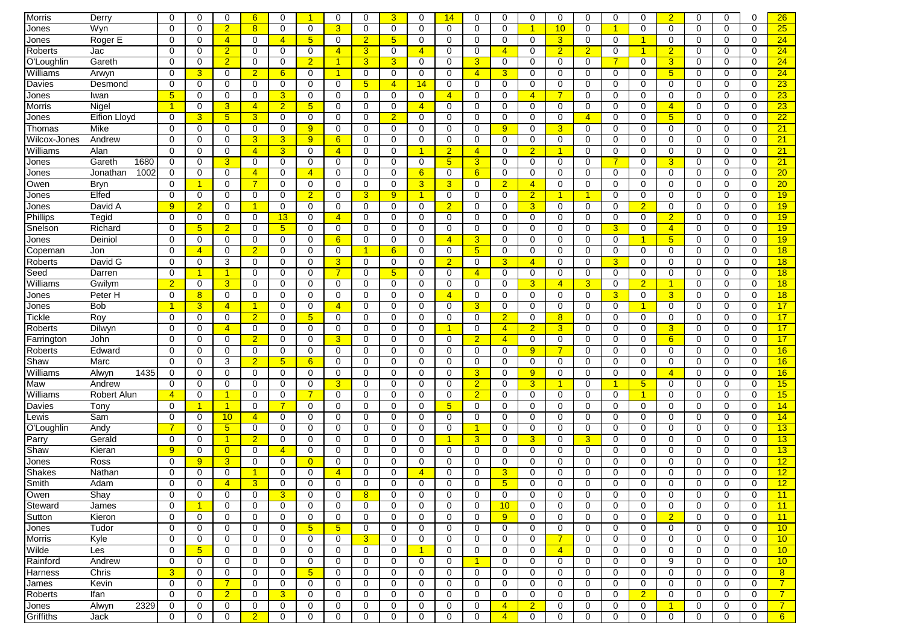| | | | | | | | | | | | | | | | | | | | | | | | | | |
|---|---|---|---|---|---|---|---|---|---|---|---|---|---|---|---|---|---|---|---|---|---|---|---|---|---|
| Morris | Derry | 0 | 0 | 0 | 6 | 0 | 1 | 0 | 0 | 3 | 0 | 14 | 0 | 0 | 0 | 0 | 0 | 0 | 0 | 2 | 0 | 0 | 0 | 26 |
| Jones | Wyn | 0 | 0 | 2 | 8 | 0 | 0 | 3 | 0 | 0 | 0 | 0 | 0 | 0 | 1 | 10 | 0 | 1 | 0 | 0 | 0 | 0 | 0 | 25 |
| Jones | Roger E | 0 | 0 | 4 | 0 | 4 | 5 | 0 | 2 | 5 | 0 | 0 | 0 | 0 | 0 | 3 | 0 | 0 | 1 | 0 | 0 | 0 | 0 | 24 |
| Roberts | Jac | 0 | 0 | 2 | 0 | 0 | 0 | 4 | 3 | 0 | 4 | 0 | 0 | 4 | 0 | 2 | 2 | 0 | 1 | 2 | 0 | 0 | 0 | 24 |
| O'Loughlin | Gareth | 0 | 0 | 2 | 0 | 0 | 2 | 1 | 3 | 3 | 0 | 0 | 3 | 0 | 0 | 0 | 0 | 7 | 0 | 3 | 0 | 0 | 0 | 24 |
| Williams | Arwyn | 0 | 3 | 0 | 2 | 6 | 0 | 1 | 0 | 0 | 0 | 0 | 4 | 3 | 0 | 0 | 0 | 0 | 0 | 5 | 0 | 0 | 0 | 24 |
| Davies | Desmond | 0 | 0 | 0 | 0 | 0 | 0 | 0 | 5 | 4 | 14 | 0 | 0 | 0 | 0 | 0 | 0 | 0 | 0 | 0 | 0 | 0 | 0 | 23 |
| Jones | Iwan | 5 | 0 | 0 | 0 | 3 | 0 | 0 | 0 | 0 | 0 | 4 | 0 | 0 | 4 | 7 | 0 | 0 | 0 | 0 | 0 | 0 | 0 | 23 |
| Morris | Nigel | 1 | 0 | 3 | 4 | 2 | 5 | 0 | 0 | 0 | 4 | 0 | 0 | 0 | 0 | 0 | 0 | 0 | 0 | 4 | 0 | 0 | 0 | 23 |
| Jones | Eifion Lloyd | 0 | 3 | 5 | 3 | 0 | 0 | 0 | 0 | 2 | 0 | 0 | 0 | 0 | 0 | 0 | 4 | 0 | 0 | 5 | 0 | 0 | 0 | 22 |
| Thomas | Mike | 0 | 0 | 0 | 0 | 0 | 9 | 0 | 0 | 0 | 0 | 0 | 0 | 9 | 0 | 3 | 0 | 0 | 0 | 0 | 0 | 0 | 0 | 21 |
| Wilcox-Jones | Andrew | 0 | 0 | 0 | 3 | 3 | 9 | 6 | 0 | 0 | 0 | 0 | 0 | 0 | 0 | 0 | 0 | 0 | 0 | 0 | 0 | 0 | 0 | 21 |
| Williams | Alan | 0 | 0 | 0 | 4 | 3 | 0 | 4 | 0 | 0 | 1 | 2 | 4 | 0 | 2 | 1 | 0 | 0 | 0 | 0 | 0 | 0 | 0 | 21 |
| Jones | Gareth 1680 | 0 | 0 | 3 | 0 | 0 | 0 | 0 | 0 | 0 | 0 | 5 | 3 | 0 | 0 | 0 | 0 | 7 | 0 | 3 | 0 | 0 | 0 | 21 |
| Jones | Jonathan 1002 | 0 | 0 | 0 | 4 | 0 | 4 | 0 | 0 | 0 | 6 | 0 | 6 | 0 | 0 | 0 | 0 | 0 | 0 | 0 | 0 | 0 | 0 | 20 |
| Owen | Bryn | 0 | 1 | 0 | 7 | 0 | 0 | 0 | 0 | 0 | 3 | 3 | 0 | 2 | 4 | 0 | 0 | 0 | 0 | 0 | 0 | 0 | 0 | 20 |
| Jones | Elfed | 0 | 0 | 0 | 0 | 0 | 2 | 0 | 3 | 9 | 1 | 0 | 0 | 0 | 2 | 1 | 1 | 0 | 0 | 0 | 0 | 0 | 0 | 19 |
| Jones | David A | 9 | 2 | 0 | 1 | 0 | 0 | 0 | 0 | 0 | 0 | 2 | 0 | 0 | 3 | 0 | 0 | 0 | 2 | 0 | 0 | 0 | 0 | 19 |
| Phillips | Tegid | 0 | 0 | 0 | 0 | 13 | 0 | 4 | 0 | 0 | 0 | 0 | 0 | 0 | 0 | 0 | 0 | 0 | 0 | 2 | 0 | 0 | 0 | 19 |
| Snelson | Richard | 0 | 5 | 2 | 0 | 5 | 0 | 0 | 0 | 0 | 0 | 0 | 0 | 0 | 0 | 0 | 0 | 3 | 0 | 4 | 0 | 0 | 0 | 19 |
| Jones | Deiniol | 0 | 0 | 0 | 0 | 0 | 0 | 6 | 0 | 0 | 0 | 4 | 3 | 0 | 0 | 0 | 0 | 0 | 1 | 5 | 0 | 0 | 0 | 19 |
| Copeman | Jon | 0 | 4 | 0 | 2 | 0 | 0 | 0 | 1 | 6 | 0 | 0 | 5 | 0 | 0 | 0 | 0 | 0 | 0 | 0 | 0 | 0 | 0 | 18 |
| Roberts | David G | 0 | 0 | 3 | 0 | 0 | 0 | 3 | 0 | 0 | 0 | 2 | 0 | 3 | 4 | 0 | 0 | 3 | 0 | 0 | 0 | 0 | 0 | 18 |
| Seed | Darren | 0 | 1 | 1 | 0 | 0 | 0 | 7 | 0 | 5 | 0 | 0 | 4 | 0 | 0 | 0 | 0 | 0 | 0 | 0 | 0 | 0 | 0 | 18 |
| Williams | Gwilym | 2 | 0 | 3 | 0 | 0 | 0 | 0 | 0 | 0 | 0 | 0 | 0 | 0 | 3 | 4 | 3 | 0 | 2 | 1 | 0 | 0 | 0 | 18 |
| Jones | Peter H | 0 | 8 | 0 | 0 | 0 | 0 | 0 | 0 | 0 | 0 | 4 | 0 | 0 | 0 | 0 | 0 | 3 | 0 | 3 | 0 | 0 | 0 | 18 |
| Jones | Bob | 1 | 3 | 4 | 1 | 0 | 0 | 4 | 0 | 0 | 0 | 0 | 3 | 0 | 0 | 0 | 0 | 0 | 1 | 0 | 0 | 0 | 0 | 17 |
| Tickle | Roy | 0 | 0 | 0 | 2 | 0 | 5 | 0 | 0 | 0 | 0 | 0 | 0 | 2 | 0 | 8 | 0 | 0 | 0 | 0 | 0 | 0 | 0 | 17 |
| Roberts | Dilwyn | 0 | 0 | 4 | 0 | 0 | 0 | 0 | 0 | 0 | 0 | 1 | 0 | 4 | 2 | 3 | 0 | 0 | 0 | 3 | 0 | 0 | 0 | 17 |
| Farrington | John | 0 | 0 | 0 | 2 | 0 | 0 | 3 | 0 | 0 | 0 | 0 | 2 | 4 | 0 | 0 | 0 | 0 | 0 | 6 | 0 | 0 | 0 | 17 |
| Roberts | Edward | 0 | 0 | 0 | 0 | 0 | 0 | 0 | 0 | 0 | 0 | 0 | 0 | 0 | 9 | 7 | 0 | 0 | 0 | 0 | 0 | 0 | 0 | 16 |
| Shaw | Marc | 0 | 0 | 3 | 2 | 5 | 6 | 0 | 0 | 0 | 0 | 0 | 0 | 0 | 0 | 0 | 0 | 0 | 0 | 0 | 0 | 0 | 0 | 16 |
| Williams | Alwyn 1435 | 0 | 0 | 0 | 0 | 0 | 0 | 0 | 0 | 0 | 0 | 0 | 3 | 0 | 9 | 0 | 0 | 0 | 0 | 4 | 0 | 0 | 0 | 16 |
| Maw | Andrew | 0 | 0 | 0 | 0 | 0 | 0 | 3 | 0 | 0 | 0 | 0 | 2 | 0 | 3 | 1 | 0 | 1 | 5 | 0 | 0 | 0 | 0 | 15 |
| Williams | Robert Alun | 4 | 0 | 1 | 0 | 0 | 7 | 0 | 0 | 0 | 0 | 0 | 2 | 0 | 0 | 0 | 0 | 0 | 1 | 0 | 0 | 0 | 0 | 15 |
| Davies | Tony | 0 | 1 | 1 | 0 | 7 | 0 | 0 | 0 | 0 | 0 | 5 | 0 | 0 | 0 | 0 | 0 | 0 | 0 | 0 | 0 | 0 | 0 | 14 |
| Lewis | Sam | 0 | 0 | 10 | 4 | 0 | 0 | 0 | 0 | 0 | 0 | 0 | 0 | 0 | 0 | 0 | 0 | 0 | 0 | 0 | 0 | 0 | 0 | 14 |
| O'Loughlin | Andy | 7 | 0 | 5 | 0 | 0 | 0 | 0 | 0 | 0 | 0 | 0 | 1 | 0 | 0 | 0 | 0 | 0 | 0 | 0 | 0 | 0 | 0 | 13 |
| Parry | Gerald | 0 | 0 | 1 | 2 | 0 | 0 | 0 | 0 | 0 | 0 | 1 | 3 | 0 | 3 | 0 | 3 | 0 | 0 | 0 | 0 | 0 | 0 | 13 |
| Shaw | Kieran | 9 | 0 | 0 | 0 | 4 | 0 | 0 | 0 | 0 | 0 | 0 | 0 | 0 | 0 | 0 | 0 | 0 | 0 | 0 | 0 | 0 | 0 | 13 |
| Jones | Ross | 0 | 9 | 3 | 0 | 0 | 0 | 0 | 0 | 0 | 0 | 0 | 0 | 0 | 0 | 0 | 0 | 0 | 0 | 0 | 0 | 0 | 0 | 12 |
| Shakes | Nathan | 0 | 0 | 0 | 1 | 0 | 0 | 4 | 0 | 0 | 4 | 0 | 0 | 3 | 0 | 0 | 0 | 0 | 0 | 0 | 0 | 0 | 0 | 12 |
| Smith | Adam | 0 | 0 | 4 | 3 | 0 | 0 | 0 | 0 | 0 | 0 | 0 | 0 | 5 | 0 | 0 | 0 | 0 | 0 | 0 | 0 | 0 | 0 | 12 |
| Owen | Shay | 0 | 0 | 0 | 0 | 3 | 0 | 0 | 8 | 0 | 0 | 0 | 0 | 0 | 0 | 0 | 0 | 0 | 0 | 0 | 0 | 0 | 0 | 11 |
| Steward | James | 0 | 1 | 0 | 0 | 0 | 0 | 0 | 0 | 0 | 0 | 0 | 0 | 10 | 0 | 0 | 0 | 0 | 0 | 0 | 0 | 0 | 0 | 11 |
| Sutton | Kieron | 0 | 0 | 0 | 0 | 0 | 0 | 0 | 0 | 0 | 0 | 0 | 0 | 9 | 0 | 0 | 0 | 0 | 0 | 2 | 0 | 0 | 0 | 11 |
| Jones | Tudor | 0 | 0 | 0 | 0 | 0 | 5 | 5 | 0 | 0 | 0 | 0 | 0 | 0 | 0 | 0 | 0 | 0 | 0 | 0 | 0 | 0 | 0 | 10 |
| Morris | Kyle | 0 | 0 | 0 | 0 | 0 | 0 | 0 | 3 | 0 | 0 | 0 | 0 | 0 | 0 | 7 | 0 | 0 | 0 | 0 | 0 | 0 | 0 | 10 |
| Wilde | Les | 0 | 5 | 0 | 0 | 0 | 0 | 0 | 0 | 0 | 1 | 0 | 0 | 0 | 0 | 4 | 0 | 0 | 0 | 0 | 0 | 0 | 0 | 10 |
| Rainford | Andrew | 0 | 0 | 0 | 0 | 0 | 0 | 0 | 0 | 0 | 0 | 0 | 1 | 0 | 0 | 0 | 0 | 0 | 0 | 9 | 0 | 0 | 0 | 10 |
| Harness | Chris | 3 | 0 | 0 | 0 | 0 | 5 | 0 | 0 | 0 | 0 | 0 | 0 | 0 | 0 | 0 | 0 | 0 | 0 | 0 | 0 | 0 | 0 | 8 |
| James | Kevin | 0 | 0 | 7 | 0 | 0 | 0 | 0 | 0 | 0 | 0 | 0 | 0 | 0 | 0 | 0 | 0 | 0 | 0 | 0 | 0 | 0 | 0 | 7 |
| Roberts | Ifan | 0 | 0 | 2 | 0 | 3 | 0 | 0 | 0 | 0 | 0 | 0 | 0 | 0 | 0 | 0 | 0 | 0 | 2 | 0 | 0 | 0 | 0 | 7 |
| Jones | Alwyn 2329 | 0 | 0 | 0 | 0 | 0 | 0 | 0 | 0 | 0 | 0 | 0 | 0 | 4 | 2 | 0 | 0 | 0 | 0 | 1 | 0 | 0 | 0 | 7 |
| Griffiths | Jack | 0 | 0 | 0 | 2 | 0 | 0 | 0 | 0 | 0 | 0 | 0 | 0 | 4 | 0 | 0 | 0 | 0 | 0 | 0 | 0 | 0 | 0 | 6 |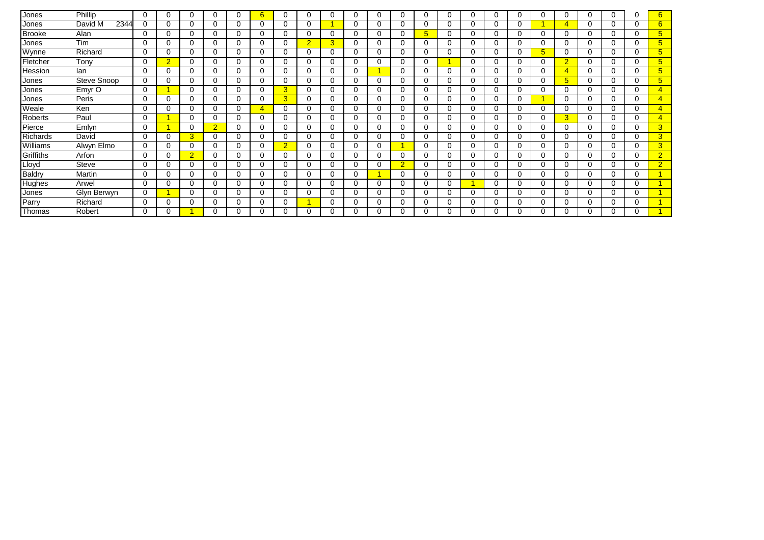| | | | | | | | | | | | | | | | | | | | | | | | | |
|---|---|---|---|---|---|---|---|---|---|---|---|---|---|---|---|---|---|---|---|---|---|---|---|---|
| Jones | Phillip | 0 | 0 | 0 | 0 | 0 | 6 | 0 | 0 | 0 | 0 | 0 | 0 | 0 | 0 | 0 | 0 | 0 | 0 | 0 | 0 | 0 | 0 | 6 |
| Jones | David M 2344 | 0 | 0 | 0 | 0 | 0 | 0 | 0 | 0 | 1 | 0 | 0 | 0 | 0 | 0 | 0 | 0 | 0 | 1 | 4 | 0 | 0 | 0 | 6 |
| Brooke | Alan | 0 | 0 | 0 | 0 | 0 | 0 | 0 | 0 | 0 | 0 | 0 | 0 | 5 | 0 | 0 | 0 | 0 | 0 | 0 | 0 | 0 | 0 | 5 |
| Jones | Tim | 0 | 0 | 0 | 0 | 0 | 0 | 0 | 2 | 3 | 0 | 0 | 0 | 0 | 0 | 0 | 0 | 0 | 0 | 0 | 0 | 0 | 0 | 5 |
| Wynne | Richard | 0 | 0 | 0 | 0 | 0 | 0 | 0 | 0 | 0 | 0 | 0 | 0 | 0 | 0 | 0 | 0 | 0 | 5 | 0 | 0 | 0 | 0 | 5 |
| Fletcher | Tony | 0 | 2 | 0 | 0 | 0 | 0 | 0 | 0 | 0 | 0 | 0 | 0 | 0 | 1 | 0 | 0 | 0 | 0 | 2 | 0 | 0 | 0 | 5 |
| Hession | Ian | 0 | 0 | 0 | 0 | 0 | 0 | 0 | 0 | 0 | 0 | 1 | 0 | 0 | 0 | 0 | 0 | 0 | 0 | 4 | 0 | 0 | 0 | 5 |
| Jones | Steve Snoop | 0 | 0 | 0 | 0 | 0 | 0 | 0 | 0 | 0 | 0 | 0 | 0 | 0 | 0 | 0 | 0 | 0 | 0 | 5 | 0 | 0 | 0 | 5 |
| Jones | Emyr O | 0 | 1 | 0 | 0 | 0 | 0 | 3 | 0 | 0 | 0 | 0 | 0 | 0 | 0 | 0 | 0 | 0 | 0 | 0 | 0 | 0 | 0 | 4 |
| Jones | Peris | 0 | 0 | 0 | 0 | 0 | 0 | 3 | 0 | 0 | 0 | 0 | 0 | 0 | 0 | 0 | 0 | 0 | 1 | 0 | 0 | 0 | 0 | 4 |
| Weale | Ken | 0 | 0 | 0 | 0 | 0 | 4 | 0 | 0 | 0 | 0 | 0 | 0 | 0 | 0 | 0 | 0 | 0 | 0 | 0 | 0 | 0 | 0 | 4 |
| Roberts | Paul | 0 | 1 | 0 | 0 | 0 | 0 | 0 | 0 | 0 | 0 | 0 | 0 | 0 | 0 | 0 | 0 | 0 | 0 | 3 | 0 | 0 | 0 | 4 |
| Pierce | Emlyn | 0 | 1 | 0 | 2 | 0 | 0 | 0 | 0 | 0 | 0 | 0 | 0 | 0 | 0 | 0 | 0 | 0 | 0 | 0 | 0 | 0 | 0 | 3 |
| Richards | David | 0 | 0 | 3 | 0 | 0 | 0 | 0 | 0 | 0 | 0 | 0 | 0 | 0 | 0 | 0 | 0 | 0 | 0 | 0 | 0 | 0 | 0 | 3 |
| Williams | Alwyn Elmo | 0 | 0 | 0 | 0 | 0 | 0 | 2 | 0 | 0 | 0 | 0 | 1 | 0 | 0 | 0 | 0 | 0 | 0 | 0 | 0 | 0 | 0 | 3 |
| Griffiths | Arfon | 0 | 0 | 2 | 0 | 0 | 0 | 0 | 0 | 0 | 0 | 0 | 0 | 0 | 0 | 0 | 0 | 0 | 0 | 0 | 0 | 0 | 0 | 2 |
| Lloyd | Steve | 0 | 0 | 0 | 0 | 0 | 0 | 0 | 0 | 0 | 0 | 0 | 2 | 0 | 0 | 0 | 0 | 0 | 0 | 0 | 0 | 0 | 0 | 2 |
| Baldry | Martin | 0 | 0 | 0 | 0 | 0 | 0 | 0 | 0 | 0 | 0 | 1 | 0 | 0 | 0 | 0 | 0 | 0 | 0 | 0 | 0 | 0 | 0 | 1 |
| Hughes | Arwel | 0 | 0 | 0 | 0 | 0 | 0 | 0 | 0 | 0 | 0 | 0 | 0 | 0 | 0 | 0 | 1 | 0 | 0 | 0 | 0 | 0 | 0 | 1 |
| Jones | Glyn Berwyn | 0 | 1 | 0 | 0 | 0 | 0 | 0 | 0 | 0 | 0 | 0 | 0 | 0 | 0 | 0 | 0 | 0 | 0 | 0 | 0 | 0 | 0 | 1 |
| Parry | Richard | 0 | 0 | 0 | 0 | 0 | 0 | 0 | 1 | 0 | 0 | 0 | 0 | 0 | 0 | 0 | 0 | 0 | 0 | 0 | 0 | 0 | 0 | 1 |
| Thomas | Robert | 0 | 0 | 1 | 0 | 0 | 0 | 0 | 0 | 0 | 0 | 0 | 0 | 0 | 0 | 0 | 0 | 0 | 0 | 0 | 0 | 0 | 0 | 1 |